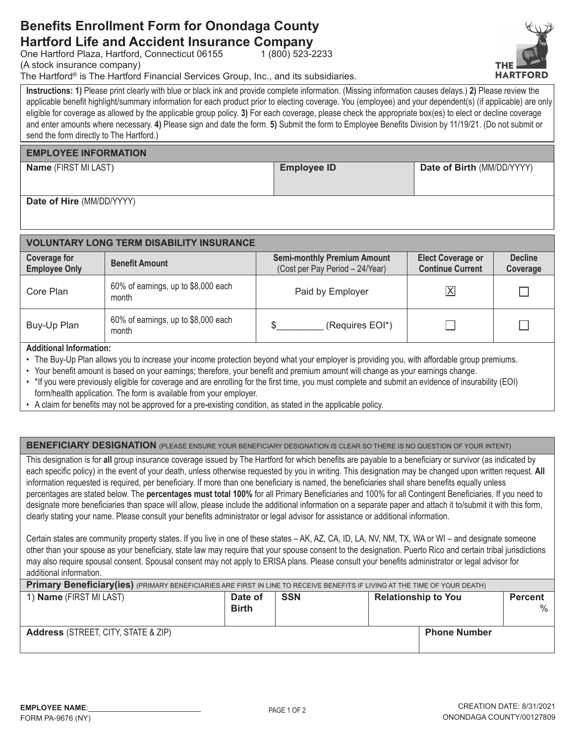# Benefits Enrollment Form for Onondaga County
# Hartford Life and Accident Insurance Company

One Hartford Plaza, Hartford, Connecticut 06155 1 (800) 523-2233
(A stock insurance company)
The Hartford® is The Hartford Financial Services Group, Inc., and its subsidiaries.

**Instructions: 1)** Please print clearly with blue or black ink and provide complete information. (Missing information causes delays.) **2)** Please review the applicable benefit highlight/summary information for each product prior to electing coverage. You (employee) and your dependent(s) (if applicable) are only eligible for coverage as allowed by the applicable group policy. **3)** For each coverage, please check the appropriate box(es) to elect or decline coverage and enter amounts where necessary. **4)** Please sign and date the form. **5)** Submit the form to Employee Benefits Division by 11/19/21. (Do not submit or send the form directly to The Hartford.)

## EMPLOYEE INFORMATION

| Name (FIRST MI LAST) | Employee ID | Date of Birth (MM/DD/YYYY) |
|---|---|---|
| | | |
| Date of Hire (MM/DD/YYYY) | | |
| | | |

## VOLUNTARY LONG TERM DISABILITY INSURANCE

| Coverage for Employee Only | Benefit Amount | Semi-monthly Premium Amount (Cost per Pay Period – 24/Year) | Elect Coverage or Continue Current | Decline Coverage |
|---|---|---|---|---|
| Core Plan | 60% of earnings, up to $8,000 each month | Paid by Employer | ☒ | ☐ |
| Buy-Up Plan | 60% of earnings, up to $8,000 each month | $_________ (Requires EOI*) | ☐ | ☐ |

**Additional Information:**

- The Buy-Up Plan allows you to increase your income protection beyond what your employer is providing you, with affordable group premiums.
- Your benefit amount is based on your earnings; therefore, your benefit and premium amount will change as your earnings change.
- *If you were previously eligible for coverage and are enrolling for the first time, you must complete and submit an evidence of insurability (EOI) form/health application. The form is available from your employer.
- A claim for benefits may not be approved for a pre-existing condition, as stated in the applicable policy.

## BENEFICIARY DESIGNATION (PLEASE ENSURE YOUR BENEFICIARY DESIGNATION IS CLEAR SO THERE IS NO QUESTION OF YOUR INTENT)

This designation is for **all** group insurance coverage issued by The Hartford for which benefits are payable to a beneficiary or survivor (as indicated by each specific policy) in the event of your death, unless otherwise requested by you in writing. This designation may be changed upon written request. **All** information requested is required, per beneficiary. If more than one beneficiary is named, the beneficiaries shall share benefits equally unless percentages are stated below. The **percentages must total 100%** for all Primary Beneficiaries and 100% for all Contingent Beneficiaries. If you need to designate more beneficiaries than space will allow, please include the additional information on a separate paper and attach it to/submit it with this form, clearly stating your name. Please consult your benefits administrator or legal advisor for assistance or additional information.

Certain states are community property states. If you live in one of these states – AK, AZ, CA, ID, LA, NV, NM, TX, WA or WI – and designate someone other than your spouse as your beneficiary, state law may require that your spouse consent to the designation. Puerto Rico and certain tribal jurisdictions may also require spousal consent. Spousal consent may not apply to ERISA plans. Please consult your benefits administrator or legal advisor for additional information.

**Primary Beneficiary(ies)** (PRIMARY BENEFICIARIES ARE FIRST IN LINE TO RECEIVE BENEFITS IF LIVING AT THE TIME OF YOUR DEATH)

| 1) Name (FIRST MI LAST) | Date of Birth | SSN | Relationship to You | Percent % |
|---|---|---|---|---|
| | | | | |
| Address (STREET, CITY, STATE & ZIP) | | | Phone Number | |
| | | | | |

**EMPLOYEE NAME**:____________________________
FORM PA-9676 (NY)

CREATION DATE: 8/31/2021
ONONDAGA COUNTY/00127809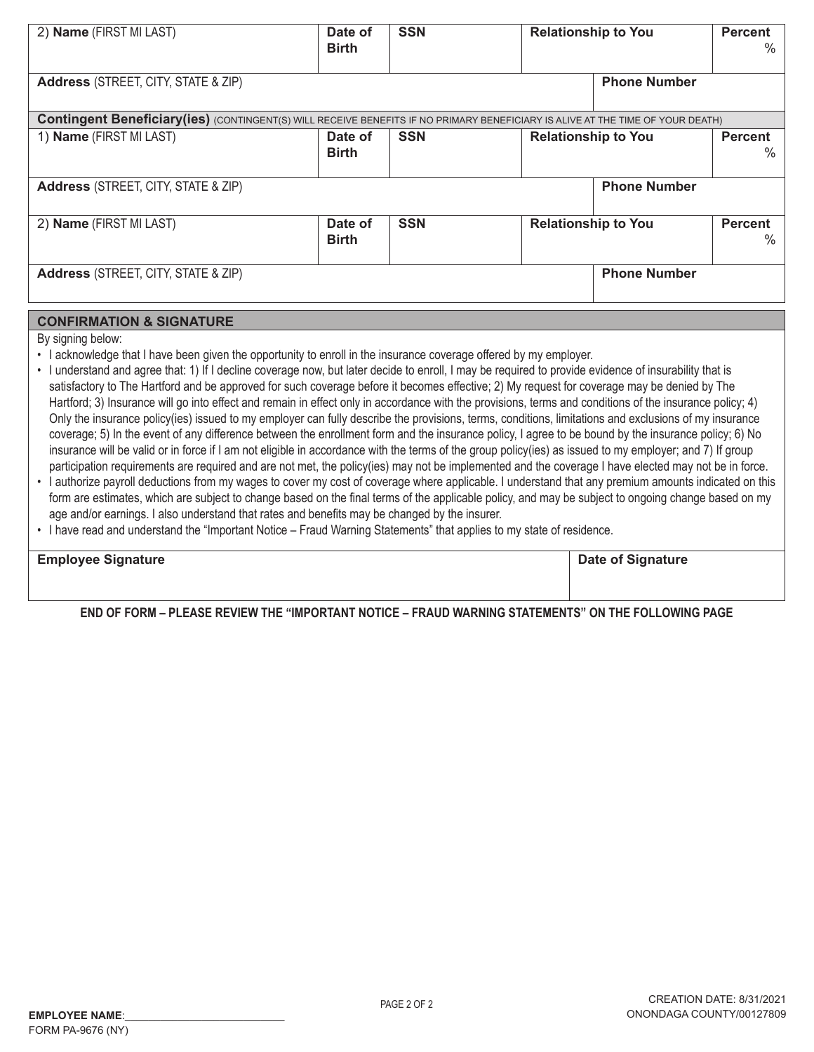| 2) **Name** (FIRST MI LAST) | **Date of Birth** | **SSN** | **Relationship to You** | **Percent** % |
|---|---|---|---|---|
| **Address** (STREET, CITY, STATE & ZIP) | | | **Phone Number** | |

**Contingent Beneficiary(ies)** (CONTINGENT(S) WILL RECEIVE BENEFITS IF NO PRIMARY BENEFICIARY IS ALIVE AT THE TIME OF YOUR DEATH)

| 1) **Name** (FIRST MI LAST) | **Date of Birth** | **SSN** | **Relationship to You** | **Percent** % |
|---|---|---|---|---|
| **Address** (STREET, CITY, STATE & ZIP) | | | **Phone Number** | |
| 2) **Name** (FIRST MI LAST) | **Date of Birth** | **SSN** | **Relationship to You** | **Percent** % |
| **Address** (STREET, CITY, STATE & ZIP) | | | **Phone Number** | |

## CONFIRMATION & SIGNATURE

By signing below:

- I acknowledge that I have been given the opportunity to enroll in the insurance coverage offered by my employer.
- I understand and agree that: 1) If I decline coverage now, but later decide to enroll, I may be required to provide evidence of insurability that is satisfactory to The Hartford and be approved for such coverage before it becomes effective; 2) My request for coverage may be denied by The Hartford; 3) Insurance will go into effect and remain in effect only in accordance with the provisions, terms and conditions of the insurance policy; 4) Only the insurance policy(ies) issued to my employer can fully describe the provisions, terms, conditions, limitations and exclusions of my insurance coverage; 5) In the event of any difference between the enrollment form and the insurance policy, I agree to be bound by the insurance policy; 6) No insurance will be valid or in force if I am not eligible in accordance with the terms of the group policy(ies) as issued to my employer; and 7) If group participation requirements are required and are not met, the policy(ies) may not be implemented and the coverage I have elected may not be in force.
- I authorize payroll deductions from my wages to cover my cost of coverage where applicable. I understand that any premium amounts indicated on this form are estimates, which are subject to change based on the final terms of the applicable policy, and may be subject to ongoing change based on my age and/or earnings. I also understand that rates and benefits may be changed by the insurer.
- I have read and understand the "Important Notice – Fraud Warning Statements" that applies to my state of residence.

| **Employee Signature** | **Date of Signature** |
|---|---|
| | |

**END OF FORM – PLEASE REVIEW THE "IMPORTANT NOTICE – FRAUD WARNING STATEMENTS" ON THE FOLLOWING PAGE**

**EMPLOYEE NAME**:____________________________

FORM PA-9676 (NY)

CREATION DATE: 8/31/2021
ONONDAGA COUNTY/00127809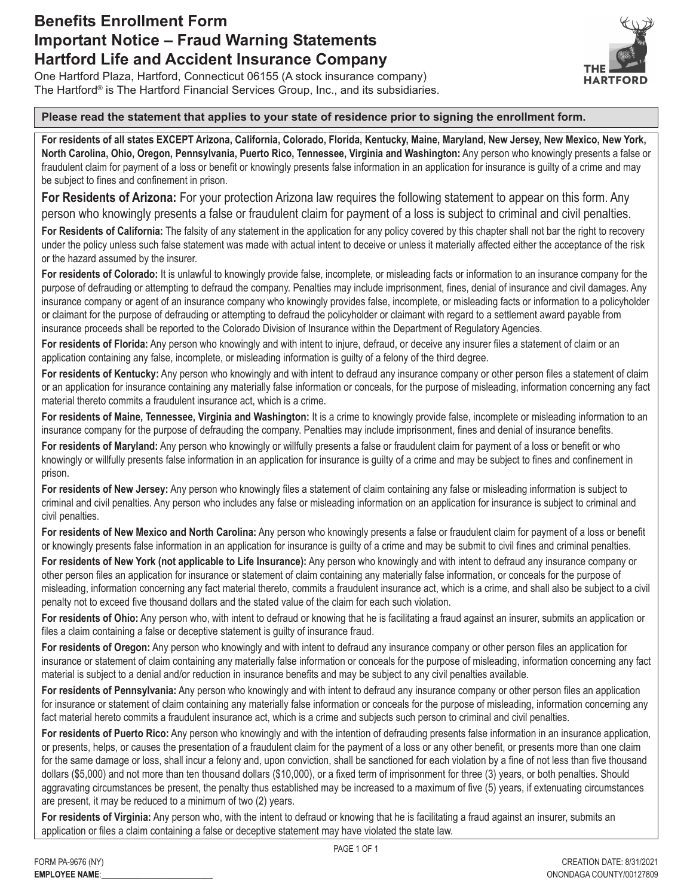# Benefits Enrollment Form
# Important Notice – Fraud Warning Statements
# Hartford Life and Accident Insurance Company

One Hartford Plaza, Hartford, Connecticut 06155 (A stock insurance company)
The Hartford® is The Hartford Financial Services Group, Inc., and its subsidiaries.

**Please read the statement that applies to your state of residence prior to signing the enrollment form.**

**For residents of all states EXCEPT Arizona, California, Colorado, Florida, Kentucky, Maine, Maryland, New Jersey, New Mexico, New York, North Carolina, Ohio, Oregon, Pennsylvania, Puerto Rico, Tennessee, Virginia and Washington:** Any person who knowingly presents a false or fraudulent claim for payment of a loss or benefit or knowingly presents false information in an application for insurance is guilty of a crime and may be subject to fines and confinement in prison.

**For Residents of Arizona:** For your protection Arizona law requires the following statement to appear on this form. Any person who knowingly presents a false or fraudulent claim for payment of a loss is subject to criminal and civil penalties.

**For Residents of California:** The falsity of any statement in the application for any policy covered by this chapter shall not bar the right to recovery under the policy unless such false statement was made with actual intent to deceive or unless it materially affected either the acceptance of the risk or the hazard assumed by the insurer.

**For residents of Colorado:** It is unlawful to knowingly provide false, incomplete, or misleading facts or information to an insurance company for the purpose of defrauding or attempting to defraud the company. Penalties may include imprisonment, fines, denial of insurance and civil damages. Any insurance company or agent of an insurance company who knowingly provides false, incomplete, or misleading facts or information to a policyholder or claimant for the purpose of defrauding or attempting to defraud the policyholder or claimant with regard to a settlement award payable from insurance proceeds shall be reported to the Colorado Division of Insurance within the Department of Regulatory Agencies.

**For residents of Florida:** Any person who knowingly and with intent to injure, defraud, or deceive any insurer files a statement of claim or an application containing any false, incomplete, or misleading information is guilty of a felony of the third degree.

**For residents of Kentucky:** Any person who knowingly and with intent to defraud any insurance company or other person files a statement of claim or an application for insurance containing any materially false information or conceals, for the purpose of misleading, information concerning any fact material thereto commits a fraudulent insurance act, which is a crime.

**For residents of Maine, Tennessee, Virginia and Washington:** It is a crime to knowingly provide false, incomplete or misleading information to an insurance company for the purpose of defrauding the company. Penalties may include imprisonment, fines and denial of insurance benefits.

**For residents of Maryland:** Any person who knowingly or willfully presents a false or fraudulent claim for payment of a loss or benefit or who knowingly or willfully presents false information in an application for insurance is guilty of a crime and may be subject to fines and confinement in prison.

**For residents of New Jersey:** Any person who knowingly files a statement of claim containing any false or misleading information is subject to criminal and civil penalties. Any person who includes any false or misleading information on an application for insurance is subject to criminal and civil penalties.

**For residents of New Mexico and North Carolina:** Any person who knowingly presents a false or fraudulent claim for payment of a loss or benefit or knowingly presents false information in an application for insurance is guilty of a crime and may be submit to civil fines and criminal penalties.

**For residents of New York (not applicable to Life Insurance):** Any person who knowingly and with intent to defraud any insurance company or other person files an application for insurance or statement of claim containing any materially false information, or conceals for the purpose of misleading, information concerning any fact material thereto, commits a fraudulent insurance act, which is a crime, and shall also be subject to a civil penalty not to exceed five thousand dollars and the stated value of the claim for each such violation.

**For residents of Ohio:** Any person who, with intent to defraud or knowing that he is facilitating a fraud against an insurer, submits an application or files a claim containing a false or deceptive statement is guilty of insurance fraud.

**For residents of Oregon:** Any person who knowingly and with intent to defraud any insurance company or other person files an application for insurance or statement of claim containing any materially false information or conceals for the purpose of misleading, information concerning any fact material is subject to a denial and/or reduction in insurance benefits and may be subject to any civil penalties available.

**For residents of Pennsylvania:** Any person who knowingly and with intent to defraud any insurance company or other person files an application for insurance or statement of claim containing any materially false information or conceals for the purpose of misleading, information concerning any fact material hereto commits a fraudulent insurance act, which is a crime and subjects such person to criminal and civil penalties.

**For residents of Puerto Rico:** Any person who knowingly and with the intention of defrauding presents false information in an insurance application, or presents, helps, or causes the presentation of a fraudulent claim for the payment of a loss or any other benefit, or presents more than one claim for the same damage or loss, shall incur a felony and, upon conviction, shall be sanctioned for each violation by a fine of not less than five thousand dollars ($5,000) and not more than ten thousand dollars ($10,000), or a fixed term of imprisonment for three (3) years, or both penalties. Should aggravating circumstances be present, the penalty thus established may be increased to a maximum of five (5) years, if extenuating circumstances are present, it may be reduced to a minimum of two (2) years.

**For residents of Virginia:** Any person who, with the intent to defraud or knowing that he is facilitating a fraud against an insurer, submits an application or files a claim containing a false or deceptive statement may have violated the state law.

FORM PA-9676 (NY)

CREATION DATE: 8/31/2021

**EMPLOYEE NAME**:___________________________

ONONDAGA COUNTY/00127809